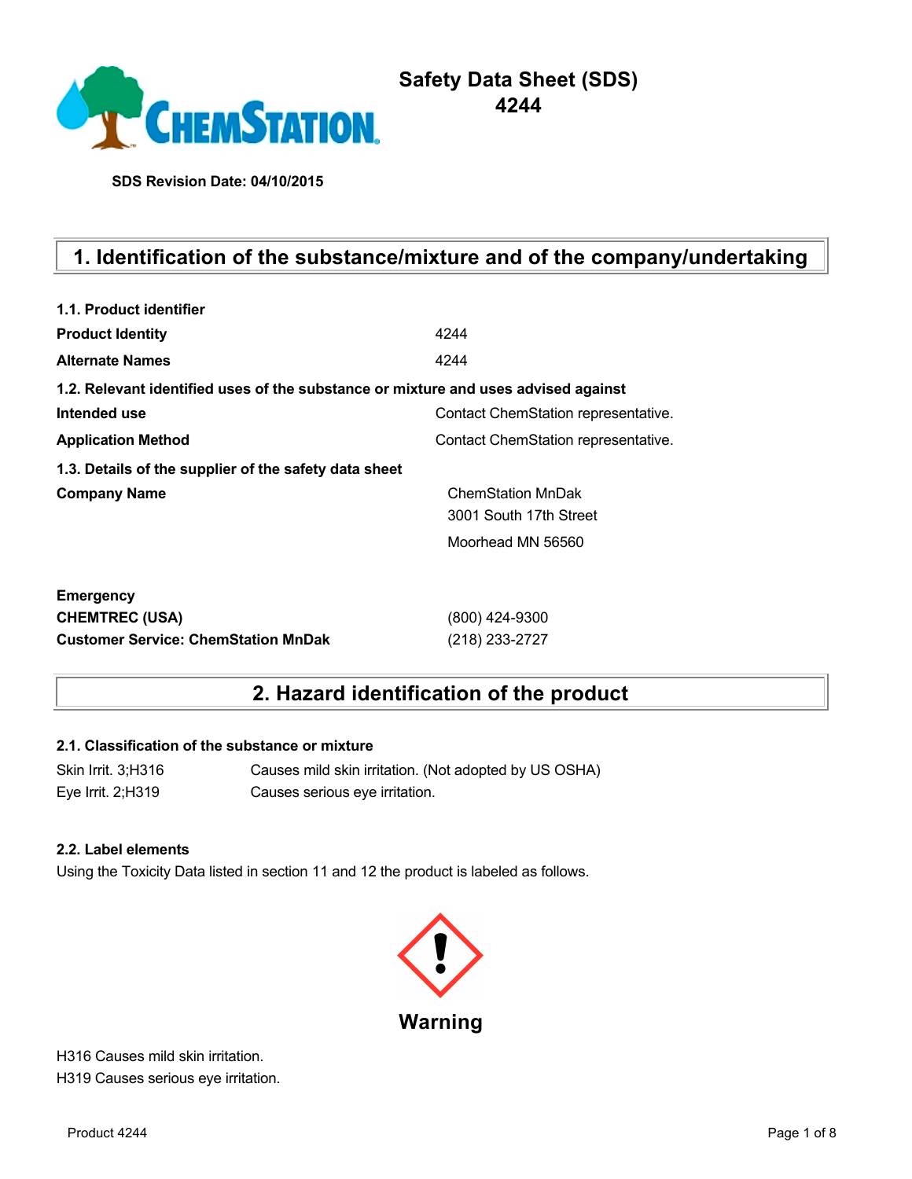# Safety Data Sheet (SDS)
# 4244

**SDS Revision Date: 04/10/2015**

## 1. Identification of the substance/mixture and of the company/undertaking

**1.1. Product identifier**

| | |
|---|---|
| **Product Identity** | 4244 |
| **Alternate Names** | 4244 |

**1.2. Relevant identified uses of the substance or mixture and uses advised against**

| | |
|---|---|
| **Intended use** | Contact ChemStation representative. |
| **Application Method** | Contact ChemStation representative. |

**1.3. Details of the supplier of the safety data sheet**

| | |
|---|---|
| **Company Name** | ChemStation MnDak<br>3001 South 17th Street<br>Moorhead MN 56560 |

**Emergency**

| | |
|---|---|
| **CHEMTREC (USA)** | (800) 424-9300 |
| **Customer Service: ChemStation MnDak** | (218) 233-2727 |

## 2. Hazard identification of the product

**2.1. Classification of the substance or mixture**

| | |
|---|---|
| Skin Irrit. 3;H316 | Causes mild skin irritation. (Not adopted by US OSHA) |
| Eye Irrit. 2;H319 | Causes serious eye irritation. |

**2.2. Label elements**

Using the Toxicity Data listed in section 11 and 12 the product is labeled as follows.

**Warning**

H316 Causes mild skin irritation.
H319 Causes serious eye irritation.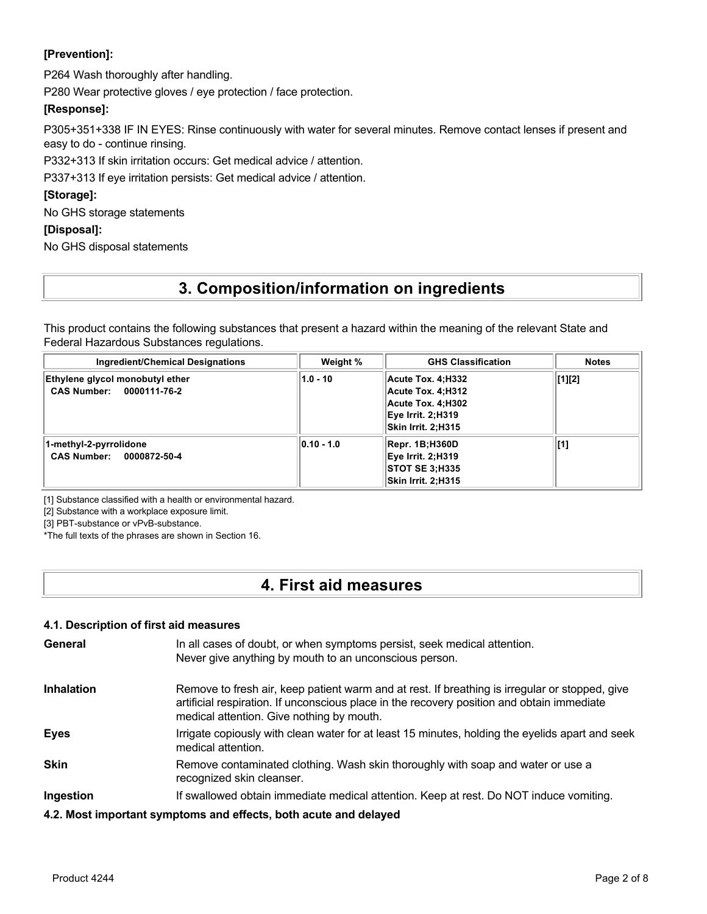**[Prevention]:**

P264 Wash thoroughly after handling.

P280 Wear protective gloves / eye protection / face protection.

**[Response]:**

P305+351+338 IF IN EYES: Rinse continuously with water for several minutes. Remove contact lenses if present and easy to do - continue rinsing.

P332+313 If skin irritation occurs: Get medical advice / attention.

P337+313 If eye irritation persists: Get medical advice / attention.

**[Storage]:**

No GHS storage statements

**[Disposal]:**

No GHS disposal statements

# 3. Composition/information on ingredients

This product contains the following substances that present a hazard within the meaning of the relevant State and Federal Hazardous Substances regulations.

| Ingredient/Chemical Designations | Weight % | GHS Classification | Notes |
|---|---|---|---|
| **Ethylene glycol monobutyl ether**<br>**CAS Number: 0000111-76-2** | **1.0 - 10** | **Acute Tox. 4;H332**<br>**Acute Tox. 4;H312**<br>**Acute Tox. 4;H302**<br>**Eye Irrit. 2;H319**<br>**Skin Irrit. 2;H315** | **[1][2]** |
| **1-methyl-2-pyrrolidone**<br>**CAS Number: 0000872-50-4** | **0.10 - 1.0** | **Repr. 1B;H360D**<br>**Eye Irrit. 2;H319**<br>**STOT SE 3;H335**<br>**Skin Irrit. 2;H315** | **[1]** |

[1] Substance classified with a health or environmental hazard.

[2] Substance with a workplace exposure limit.

[3] PBT-substance or vPvB-substance.

*The full texts of the phrases are shown in Section 16.

# 4. First aid measures

### 4.1. Description of first aid measures

**General** In all cases of doubt, or when symptoms persist, seek medical attention. Never give anything by mouth to an unconscious person.

**Inhalation** Remove to fresh air, keep patient warm and at rest. If breathing is irregular or stopped, give artificial respiration. If unconscious place in the recovery position and obtain immediate medical attention. Give nothing by mouth.

**Eyes** Irrigate copiously with clean water for at least 15 minutes, holding the eyelids apart and seek medical attention.

**Skin** Remove contaminated clothing. Wash skin thoroughly with soap and water or use a recognized skin cleanser.

**Ingestion** If swallowed obtain immediate medical attention. Keep at rest. Do NOT induce vomiting.

### 4.2. Most important symptoms and effects, both acute and delayed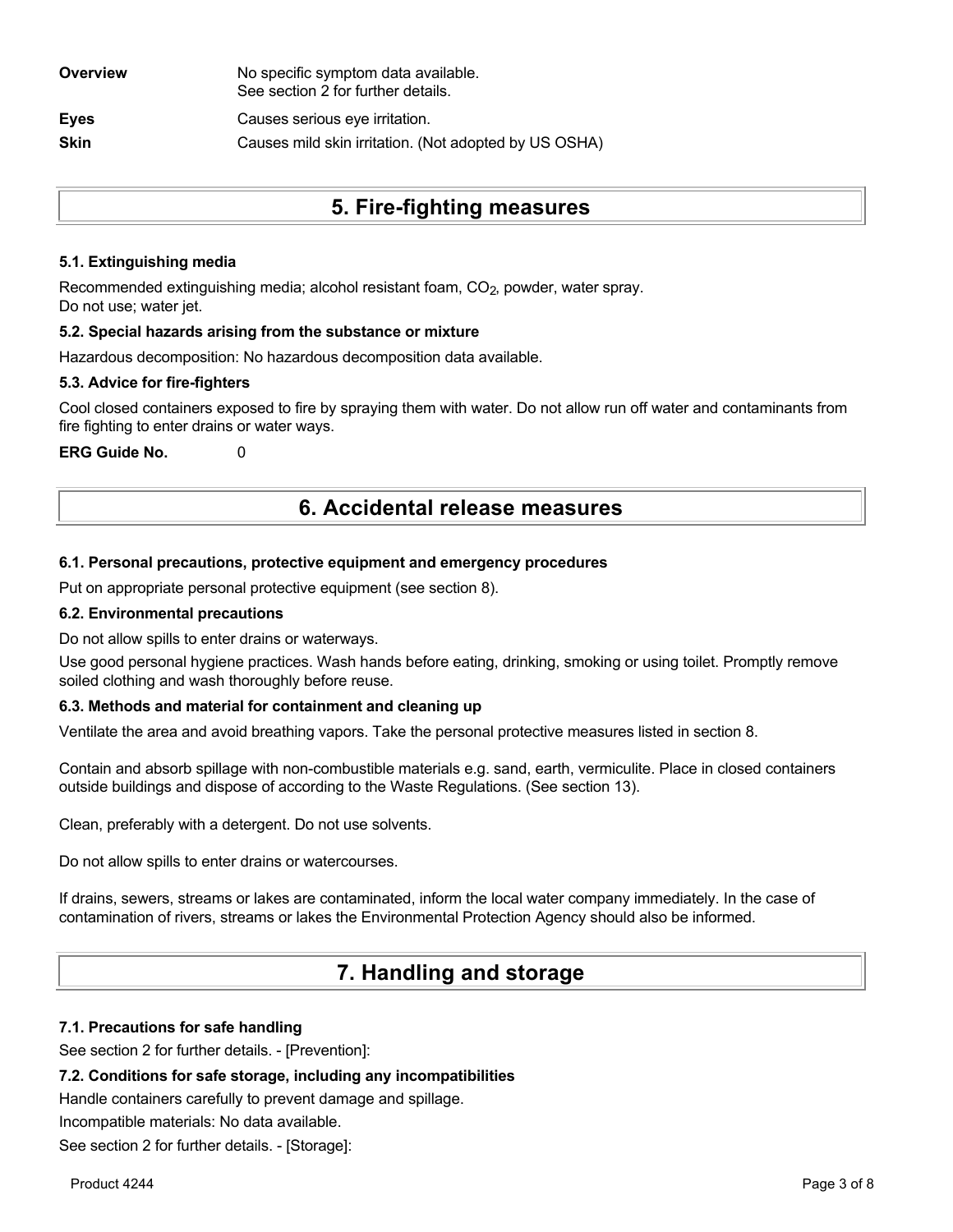| | |
|---|---|
| **Overview** | No specific symptom data available. See section 2 for further details. |
| **Eyes** | Causes serious eye irritation. |
| **Skin** | Causes mild skin irritation. (Not adopted by US OSHA) |

# 5. Fire-fighting measures

### 5.1. Extinguishing media

Recommended extinguishing media; alcohol resistant foam, $CO_2$, powder, water spray.
Do not use; water jet.

### 5.2. Special hazards arising from the substance or mixture

Hazardous decomposition: No hazardous decomposition data available.

### 5.3. Advice for fire-fighters

Cool closed containers exposed to fire by spraying them with water. Do not allow run off water and contaminants from fire fighting to enter drains or water ways.

**ERG Guide No.** 0

# 6. Accidental release measures

### 6.1. Personal precautions, protective equipment and emergency procedures

Put on appropriate personal protective equipment (see section 8).

### 6.2. Environmental precautions

Do not allow spills to enter drains or waterways.

Use good personal hygiene practices. Wash hands before eating, drinking, smoking or using toilet. Promptly remove soiled clothing and wash thoroughly before reuse.

### 6.3. Methods and material for containment and cleaning up

Ventilate the area and avoid breathing vapors. Take the personal protective measures listed in section 8.

Contain and absorb spillage with non-combustible materials e.g. sand, earth, vermiculite. Place in closed containers outside buildings and dispose of according to the Waste Regulations. (See section 13).

Clean, preferably with a detergent. Do not use solvents.

Do not allow spills to enter drains or watercourses.

If drains, sewers, streams or lakes are contaminated, inform the local water company immediately. In the case of contamination of rivers, streams or lakes the Environmental Protection Agency should also be informed.

# 7. Handling and storage

### 7.1. Precautions for safe handling

See section 2 for further details. - [Prevention]:

### 7.2. Conditions for safe storage, including any incompatibilities

Handle containers carefully to prevent damage and spillage.

Incompatible materials: No data available.

See section 2 for further details. - [Storage]: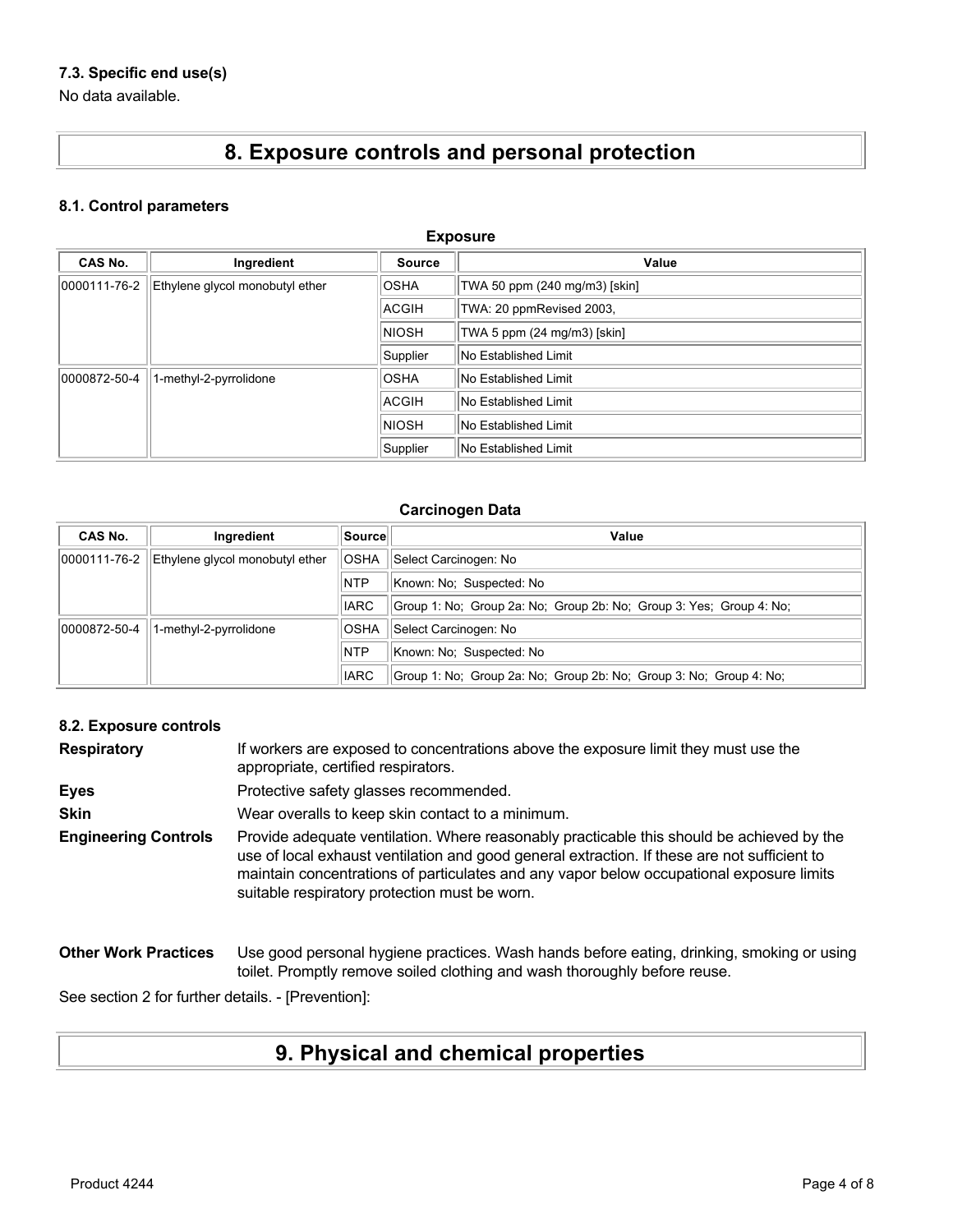### 7.3. Specific end use(s)

No data available.

## 8. Exposure controls and personal protection

### 8.1. Control parameters

**Exposure**

| CAS No. | Ingredient | Source | Value |
|---|---|---|---|
| 0000111-76-2 | Ethylene glycol monobutyl ether | OSHA | TWA 50 ppm (240 mg/m3) [skin] |
| | | ACGIH | TWA: 20 ppmRevised 2003, |
| | | NIOSH | TWA 5 ppm (24 mg/m3) [skin] |
| | | Supplier | No Established Limit |
| 0000872-50-4 | 1-methyl-2-pyrrolidone | OSHA | No Established Limit |
| | | ACGIH | No Established Limit |
| | | NIOSH | No Established Limit |
| | | Supplier | No Established Limit |

**Carcinogen Data**

| CAS No. | Ingredient | Source | Value |
|---|---|---|---|
| 0000111-76-2 | Ethylene glycol monobutyl ether | OSHA | Select Carcinogen: No |
| | | NTP | Known: No; Suspected: No |
| | | IARC | Group 1: No; Group 2a: No; Group 2b: No; Group 3: Yes; Group 4: No; |
| 0000872-50-4 | 1-methyl-2-pyrrolidone | OSHA | Select Carcinogen: No |
| | | NTP | Known: No; Suspected: No |
| | | IARC | Group 1: No; Group 2a: No; Group 2b: No; Group 3: No; Group 4: No; |

### 8.2. Exposure controls

**Respiratory** If workers are exposed to concentrations above the exposure limit they must use the appropriate, certified respirators.

**Eyes** Protective safety glasses recommended.

**Skin** Wear overalls to keep skin contact to a minimum.

**Engineering Controls** Provide adequate ventilation. Where reasonably practicable this should be achieved by the use of local exhaust ventilation and good general extraction. If these are not sufficient to maintain concentrations of particulates and any vapor below occupational exposure limits suitable respiratory protection must be worn.

**Other Work Practices** Use good personal hygiene practices. Wash hands before eating, drinking, smoking or using toilet. Promptly remove soiled clothing and wash thoroughly before reuse.

See section 2 for further details. - [Prevention]:

## 9. Physical and chemical properties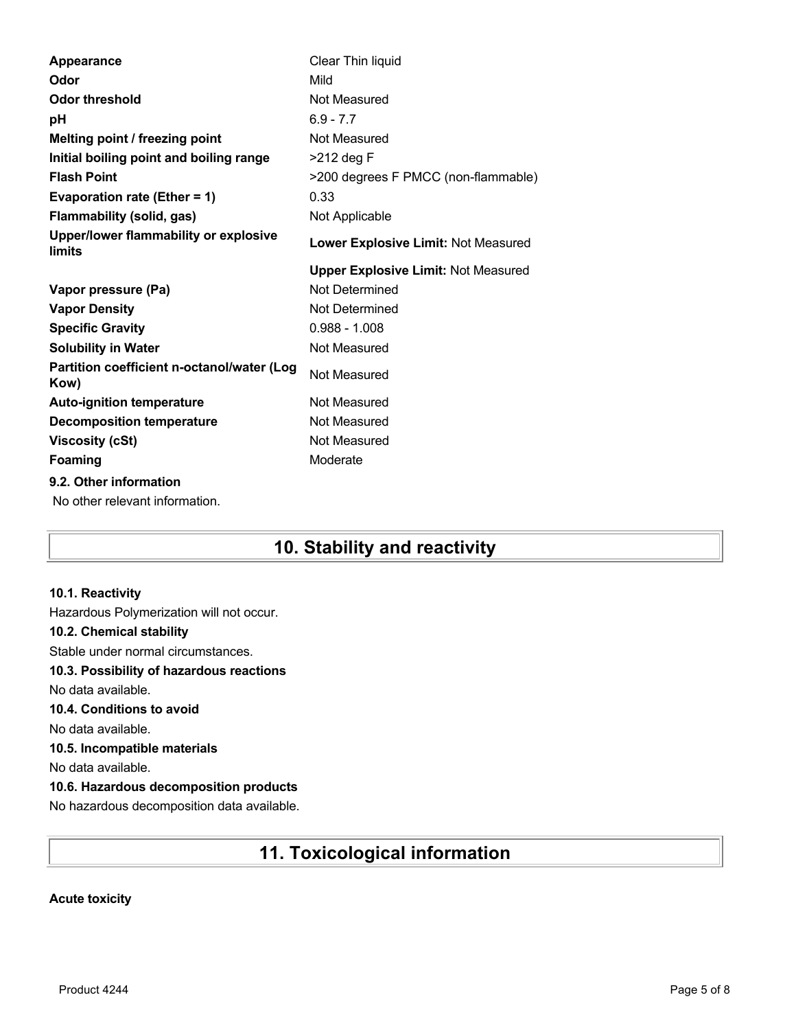| | |
|---|---|
| **Appearance** | Clear Thin liquid |
| **Odor** | Mild |
| **Odor threshold** | Not Measured |
| **pH** | 6.9 - 7.7 |
| **Melting point / freezing point** | Not Measured |
| **Initial boiling point and boiling range** | >212 deg F |
| **Flash Point** | >200 degrees F PMCC (non-flammable) |
| **Evaporation rate (Ether = 1)** | 0.33 |
| **Flammability (solid, gas)** | Not Applicable |
| **Upper/lower flammability or explosive limits** | **Lower Explosive Limit:** Not Measured |
| | **Upper Explosive Limit:** Not Measured |
| **Vapor pressure (Pa)** | Not Determined |
| **Vapor Density** | Not Determined |
| **Specific Gravity** | 0.988 - 1.008 |
| **Solubility in Water** | Not Measured |
| **Partition coefficient n-octanol/water (Log Kow)** | Not Measured |
| **Auto-ignition temperature** | Not Measured |
| **Decomposition temperature** | Not Measured |
| **Viscosity (cSt)** | Not Measured |
| **Foaming** | Moderate |

**9.2. Other information**

No other relevant information.

# 10. Stability and reactivity

**10.1. Reactivity**

Hazardous Polymerization will not occur.

**10.2. Chemical stability**

Stable under normal circumstances.

**10.3. Possibility of hazardous reactions**

No data available.

**10.4. Conditions to avoid**

No data available.

**10.5. Incompatible materials**

No data available.

**10.6. Hazardous decomposition products**

No hazardous decomposition data available.

# 11. Toxicological information

**Acute toxicity**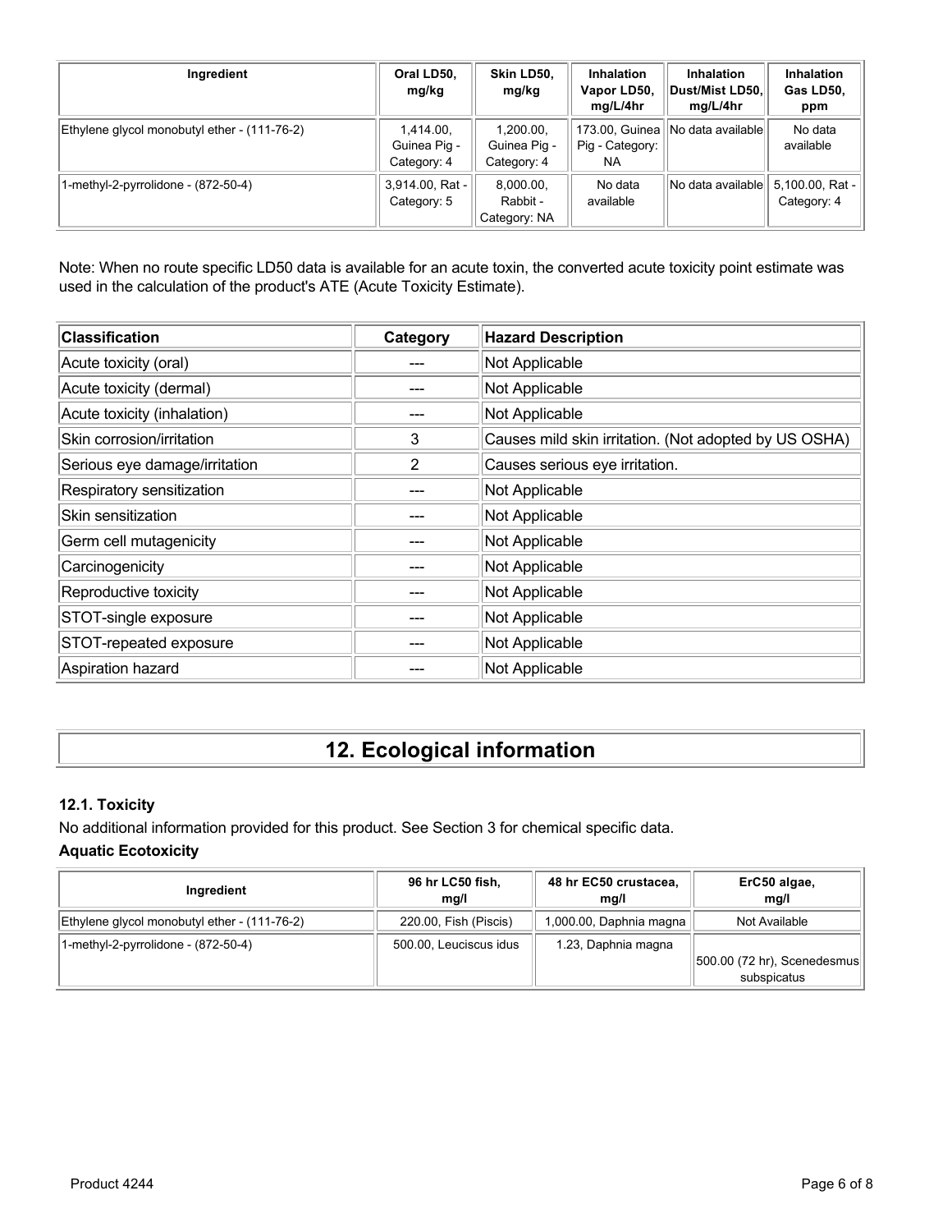| Ingredient | Oral LD50, mg/kg | Skin LD50, mg/kg | Inhalation Vapor LD50, mg/L/4hr | Inhalation Dust/Mist LD50, mg/L/4hr | Inhalation Gas LD50, ppm |
|---|---|---|---|---|---|
| Ethylene glycol monobutyl ether - (111-76-2) | 1,414.00, Guinea Pig - Category: 4 | 1,200.00, Guinea Pig - Category: 4 | 173.00, Guinea Pig - Category: NA | No data available | No data available |
| 1-methyl-2-pyrrolidone - (872-50-4) | 3,914.00, Rat - Category: 5 | 8,000.00, Rabbit - Category: NA | No data available | No data available | 5,100.00, Rat - Category: 4 |

Note: When no route specific LD50 data is available for an acute toxin, the converted acute toxicity point estimate was used in the calculation of the product's ATE (Acute Toxicity Estimate).

| Classification | Category | Hazard Description |
|---|---|---|
| Acute toxicity (oral) | --- | Not Applicable |
| Acute toxicity (dermal) | --- | Not Applicable |
| Acute toxicity (inhalation) | --- | Not Applicable |
| Skin corrosion/irritation | 3 | Causes mild skin irritation. (Not adopted by US OSHA) |
| Serious eye damage/irritation | 2 | Causes serious eye irritation. |
| Respiratory sensitization | --- | Not Applicable |
| Skin sensitization | --- | Not Applicable |
| Germ cell mutagenicity | --- | Not Applicable |
| Carcinogenicity | --- | Not Applicable |
| Reproductive toxicity | --- | Not Applicable |
| STOT-single exposure | --- | Not Applicable |
| STOT-repeated exposure | --- | Not Applicable |
| Aspiration hazard | --- | Not Applicable |

# 12. Ecological information

### 12.1. Toxicity

No additional information provided for this product. See Section 3 for chemical specific data.

**Aquatic Ecotoxicity**

| Ingredient | 96 hr LC50 fish, mg/l | 48 hr EC50 crustacea, mg/l | ErC50 algae, mg/l |
|---|---|---|---|
| Ethylene glycol monobutyl ether - (111-76-2) | 220.00, Fish (Piscis) | 1,000.00, Daphnia magna | Not Available |
| 1-methyl-2-pyrrolidone - (872-50-4) | 500.00, Leuciscus idus | 1.23, Daphnia magna | 500.00 (72 hr), Scenedesmus subspicatus |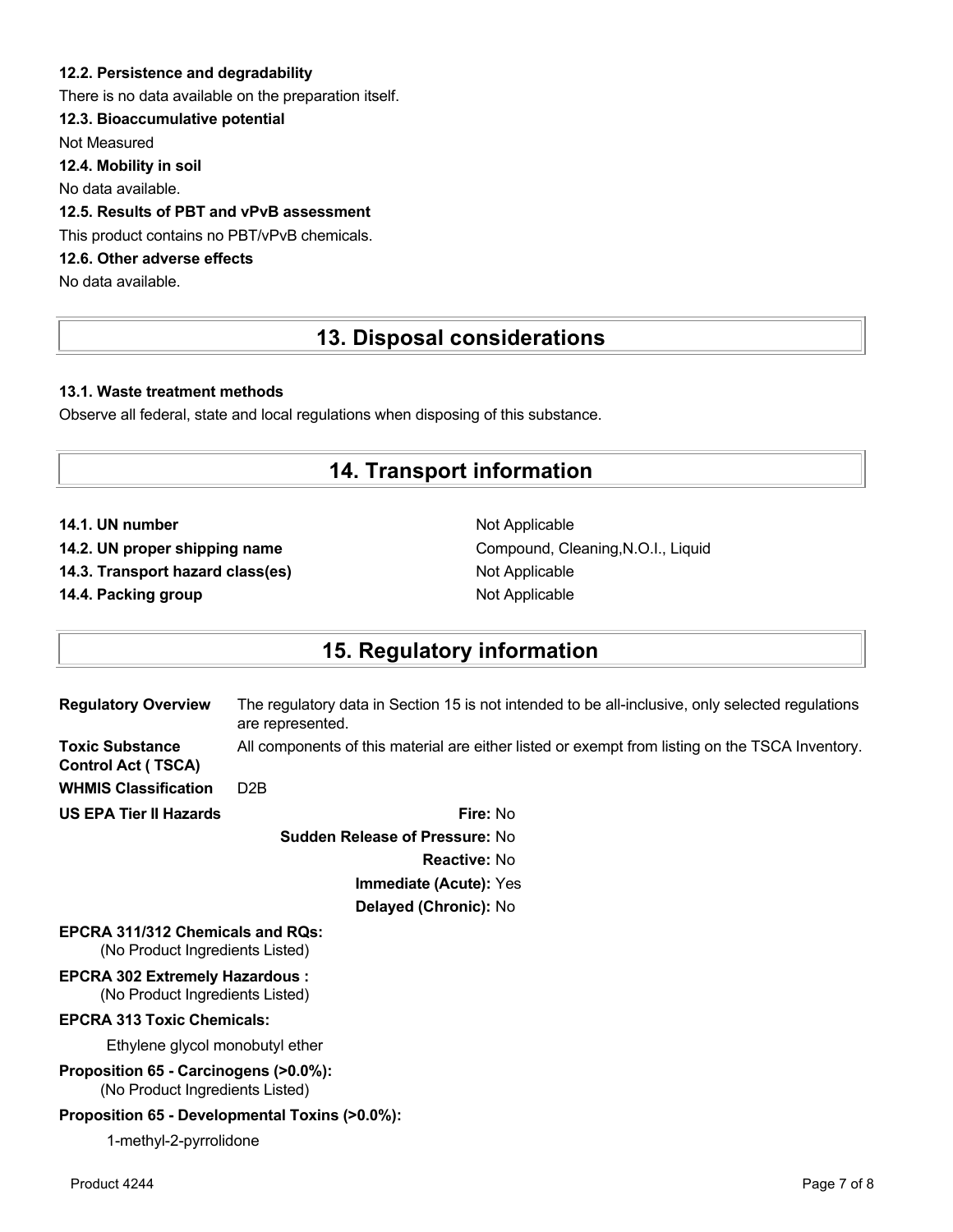### 12.2. Persistence and degradability

There is no data available on the preparation itself.

### 12.3. Bioaccumulative potential

Not Measured

### 12.4. Mobility in soil

No data available.

### 12.5. Results of PBT and vPvB assessment

This product contains no PBT/vPvB chemicals.

### 12.6. Other adverse effects

No data available.

## 13. Disposal considerations

### 13.1. Waste treatment methods

Observe all federal, state and local regulations when disposing of this substance.

## 14. Transport information

| | |
|---|---|
| **14.1. UN number** | Not Applicable |
| **14.2. UN proper shipping name** | Compound, Cleaning,N.O.I., Liquid |
| **14.3. Transport hazard class(es)** | Not Applicable |
| **14.4. Packing group** | Not Applicable |

## 15. Regulatory information

| | |
|---|---|
| **Regulatory Overview** | The regulatory data in Section 15 is not intended to be all-inclusive, only selected regulations are represented. |
| **Toxic Substance Control Act ( TSCA)** | All components of this material are either listed or exempt from listing on the TSCA Inventory. |
| **WHMIS Classification** | D2B |

**US EPA Tier II Hazards**

**Fire:** No

**Sudden Release of Pressure:** No

**Reactive:** No

**Immediate (Acute):** Yes

**Delayed (Chronic):** No

**EPCRA 311/312 Chemicals and RQs:**
(No Product Ingredients Listed)

**EPCRA 302 Extremely Hazardous :**
(No Product Ingredients Listed)

**EPCRA 313 Toxic Chemicals:**

Ethylene glycol monobutyl ether

**Proposition 65 - Carcinogens (>0.0%):**
(No Product Ingredients Listed)

**Proposition 65 - Developmental Toxins (>0.0%):**

1-methyl-2-pyrrolidone

Product 4244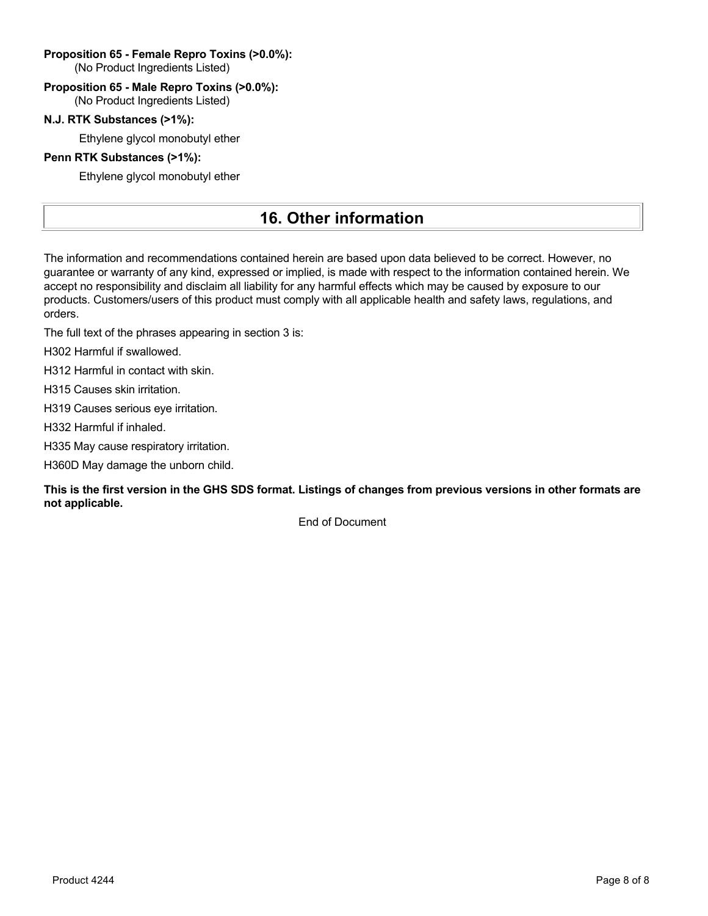**Proposition 65 - Female Repro Toxins (>0.0%):**
(No Product Ingredients Listed)

**Proposition 65 - Male Repro Toxins (>0.0%):**
(No Product Ingredients Listed)

**N.J. RTK Substances (>1%):**

Ethylene glycol monobutyl ether

**Penn RTK Substances (>1%):**

Ethylene glycol monobutyl ether

## 16. Other information

The information and recommendations contained herein are based upon data believed to be correct. However, no guarantee or warranty of any kind, expressed or implied, is made with respect to the information contained herein. We accept no responsibility and disclaim all liability for any harmful effects which may be caused by exposure to our products. Customers/users of this product must comply with all applicable health and safety laws, regulations, and orders.

The full text of the phrases appearing in section 3 is:

H302 Harmful if swallowed.

H312 Harmful in contact with skin.

H315 Causes skin irritation.

H319 Causes serious eye irritation.

H332 Harmful if inhaled.

H335 May cause respiratory irritation.

H360D May damage the unborn child.

**This is the first version in the GHS SDS format. Listings of changes from previous versions in other formats are not applicable.**

End of Document